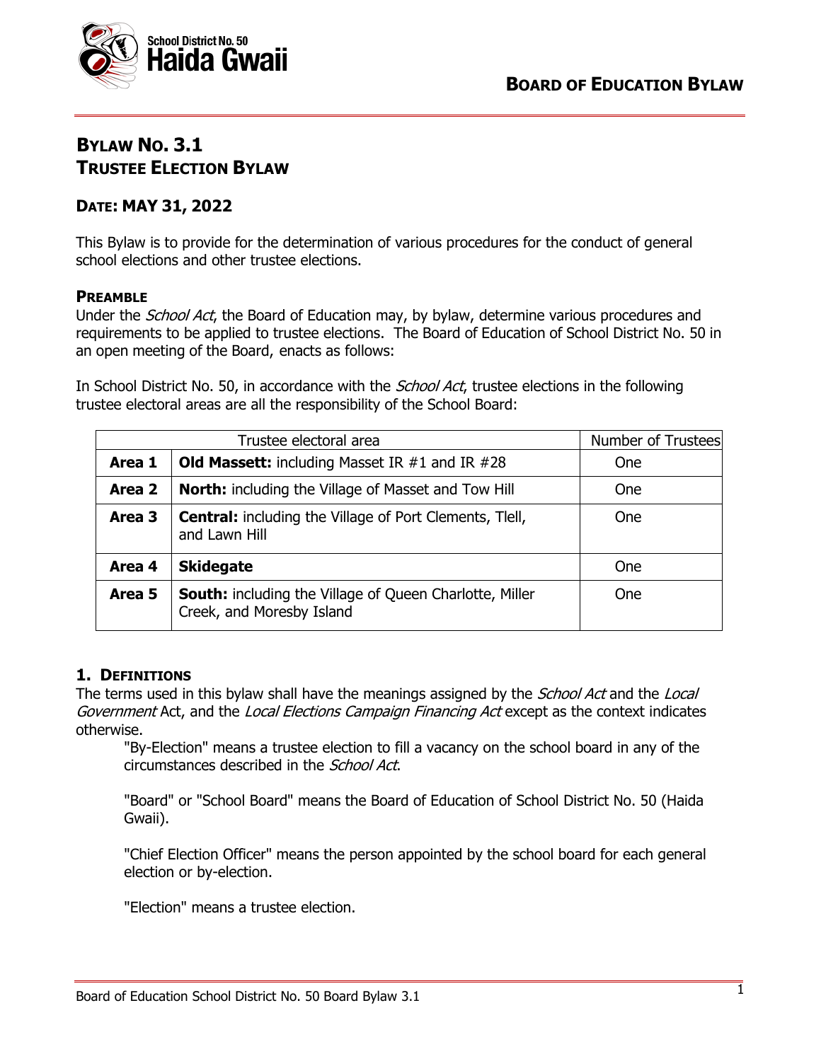School District No. 50 Haida Gwaii

**BOARD OF EDUCATION BYLAW**

# BYLAW NO. 3.1
# TRUSTEE ELECTION BYLAW

## DATE: MAY 31, 2022

This Bylaw is to provide for the determination of various procedures for the conduct of general school elections and other trustee elections.

### PREAMBLE

Under the *School Act*, the Board of Education may, by bylaw, determine various procedures and requirements to be applied to trustee elections. The Board of Education of School District No. 50 in an open meeting of the Board, enacts as follows:

In School District No. 50, in accordance with the *School Act*, trustee elections in the following trustee electoral areas are all the responsibility of the School Board:

| Trustee electoral area | | Number of Trustees |
|---|---|---|
| **Area 1** | **Old Massett:** including Masset IR #1 and IR #28 | One |
| **Area 2** | **North:** including the Village of Masset and Tow Hill | One |
| **Area 3** | **Central:** including the Village of Port Clements, Tlell, and Lawn Hill | One |
| **Area 4** | **Skidegate** | One |
| **Area 5** | **South:** including the Village of Queen Charlotte, Miller Creek, and Moresby Island | One |

### 1. DEFINITIONS

The terms used in this bylaw shall have the meanings assigned by the *School Act* and the *Local Government* Act, and the *Local Elections Campaign Financing Act* except as the context indicates otherwise.

"By-Election" means a trustee election to fill a vacancy on the school board in any of the circumstances described in the *School Act*.

"Board" or "School Board" means the Board of Education of School District No. 50 (Haida Gwaii).

"Chief Election Officer" means the person appointed by the school board for each general election or by-election.

"Election" means a trustee election.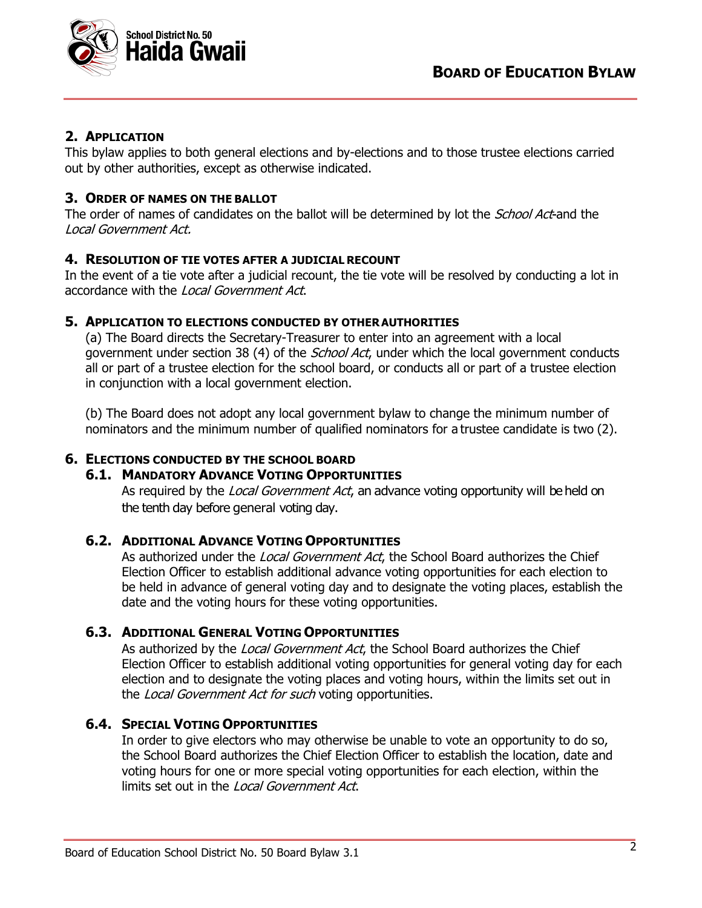## 2. APPLICATION

This bylaw applies to both general elections and by-elections and to those trustee elections carried out by other authorities, except as otherwise indicated.

## 3. ORDER OF NAMES ON THE BALLOT

The order of names of candidates on the ballot will be determined by lot the *School Act* and the *Local Government Act.*

## 4. RESOLUTION OF TIE VOTES AFTER A JUDICIAL RECOUNT

In the event of a tie vote after a judicial recount, the tie vote will be resolved by conducting a lot in accordance with the *Local Government Act*.

## 5. APPLICATION TO ELECTIONS CONDUCTED BY OTHER AUTHORITIES

(a) The Board directs the Secretary-Treasurer to enter into an agreement with a local government under section 38 (4) of the *School Act*, under which the local government conducts all or part of a trustee election for the school board, or conducts all or part of a trustee election in conjunction with a local government election.

(b) The Board does not adopt any local government bylaw to change the minimum number of nominators and the minimum number of qualified nominators for a trustee candidate is two (2).

## 6. ELECTIONS CONDUCTED BY THE SCHOOL BOARD

### 6.1. MANDATORY ADVANCE VOTING OPPORTUNITIES

As required by the *Local Government Act*, an advance voting opportunity will be held on the tenth day before general voting day.

### 6.2. ADDITIONAL ADVANCE VOTING OPPORTUNITIES

As authorized under the *Local Government Act*, the School Board authorizes the Chief Election Officer to establish additional advance voting opportunities for each election to be held in advance of general voting day and to designate the voting places, establish the date and the voting hours for these voting opportunities.

### 6.3. ADDITIONAL GENERAL VOTING OPPORTUNITIES

As authorized by the *Local Government Act*, the School Board authorizes the Chief Election Officer to establish additional voting opportunities for general voting day for each election and to designate the voting places and voting hours, within the limits set out in the *Local Government Act for such* voting opportunities.

### 6.4. SPECIAL VOTING OPPORTUNITIES

In order to give electors who may otherwise be unable to vote an opportunity to do so, the School Board authorizes the Chief Election Officer to establish the location, date and voting hours for one or more special voting opportunities for each election, within the limits set out in the *Local Government Act*.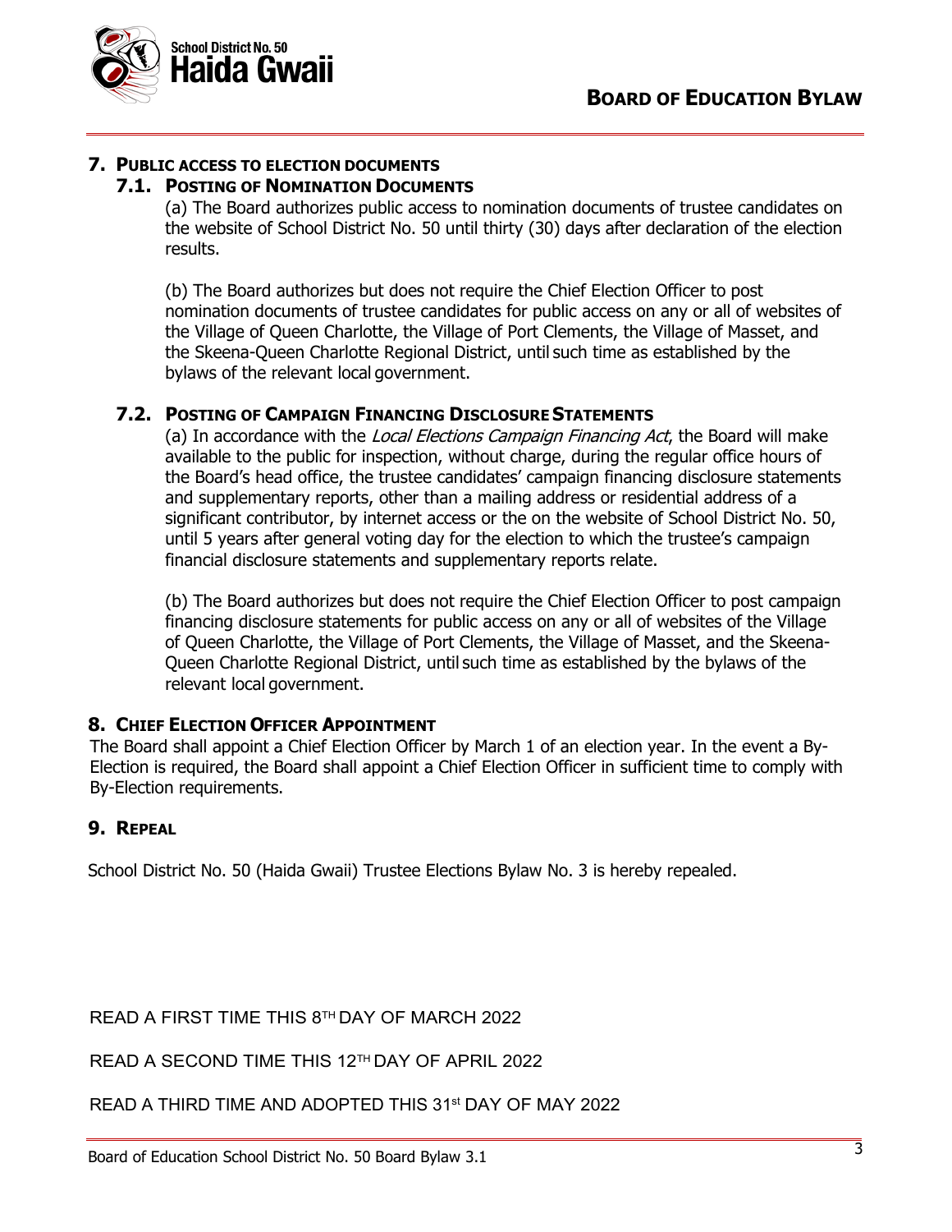## 7. Public access to election documents

### 7.1. Posting of Nomination Documents

(a) The Board authorizes public access to nomination documents of trustee candidates on the website of School District No. 50 until thirty (30) days after declaration of the election results.

(b) The Board authorizes but does not require the Chief Election Officer to post nomination documents of trustee candidates for public access on any or all of websites of the Village of Queen Charlotte, the Village of Port Clements, the Village of Masset, and the Skeena-Queen Charlotte Regional District, until such time as established by the bylaws of the relevant local government.

### 7.2. Posting of Campaign Financing Disclosure Statements

(a) In accordance with the *Local Elections Campaign Financing Act*, the Board will make available to the public for inspection, without charge, during the regular office hours of the Board's head office, the trustee candidates' campaign financing disclosure statements and supplementary reports, other than a mailing address or residential address of a significant contributor, by internet access or the on the website of School District No. 50, until 5 years after general voting day for the election to which the trustee's campaign financial disclosure statements and supplementary reports relate.

(b) The Board authorizes but does not require the Chief Election Officer to post campaign financing disclosure statements for public access on any or all of websites of the Village of Queen Charlotte, the Village of Port Clements, the Village of Masset, and the Skeena-Queen Charlotte Regional District, until such time as established by the bylaws of the relevant local government.

## 8. Chief Election Officer Appointment

The Board shall appoint a Chief Election Officer by March 1 of an election year. In the event a By-Election is required, the Board shall appoint a Chief Election Officer in sufficient time to comply with By-Election requirements.

## 9. Repeal

School District No. 50 (Haida Gwaii) Trustee Elections Bylaw No. 3 is hereby repealed.

READ A FIRST TIME THIS 8TH DAY OF MARCH 2022

READ A SECOND TIME THIS 12TH DAY OF APRIL 2022

READ A THIRD TIME AND ADOPTED THIS 31st DAY OF MAY 2022